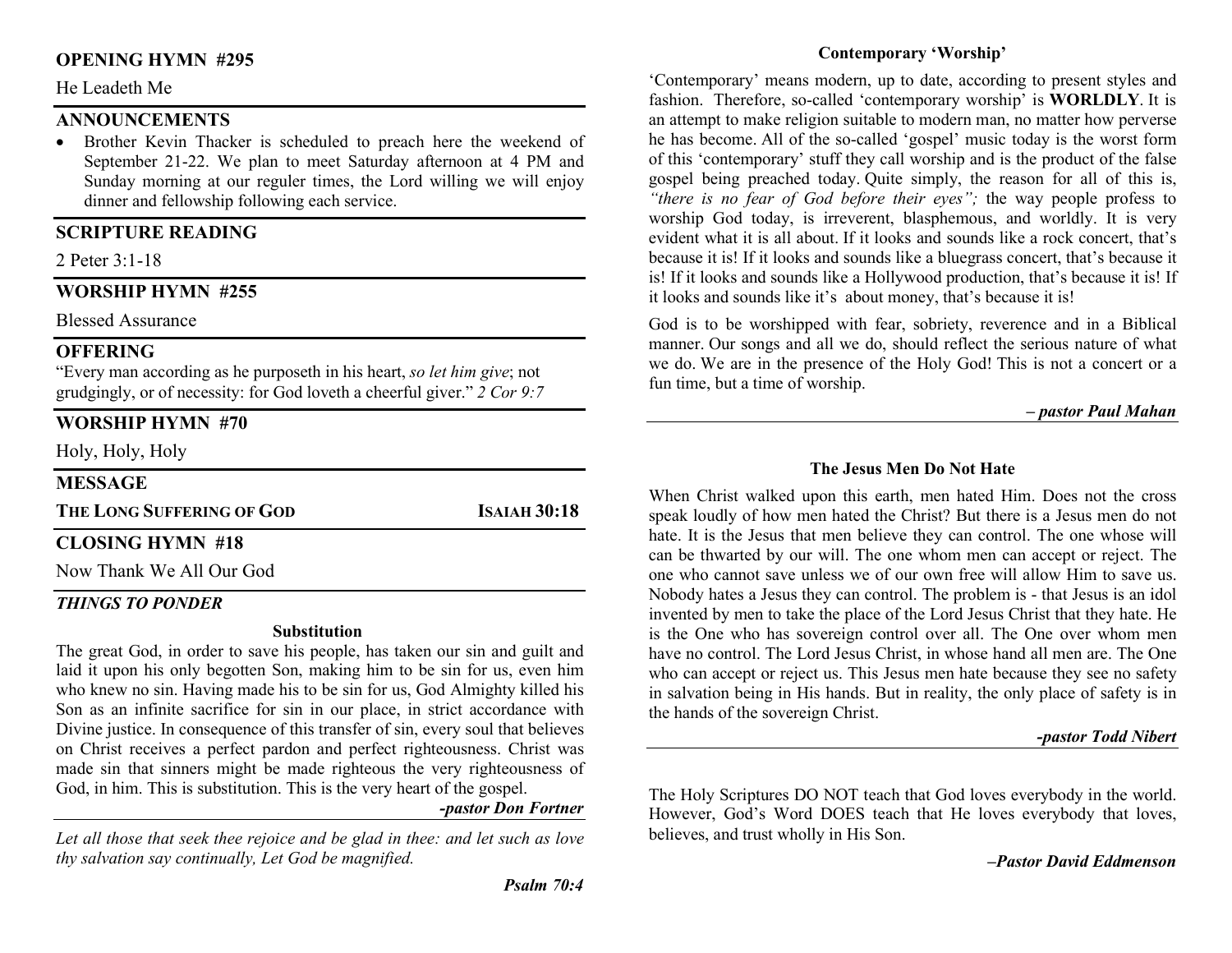## OPENING HYMN #295

He Leadeth Me

## ANNOUNCEMENTS

- Brother Kevin Thacker is scheduled to preach here the weekend of September 21-22. We plan to meet Saturday afternoon at 4 PM and Sunday morning at our reguler times, the Lord willing we will enjoy dinner and fellowship following each service.

## SCRIPTURE READING

2 Peter 3:1-18

## WORSHIP HYMN #255

Blessed Assurance

## OFFERING

"Every man according as he purposeth in his heart, *so let him give*; not grudgingly, or of necessity: for God loveth a cheerful giver." *2 Cor 9:7*

## WORSHIP HYMN #70

Holy, Holy, Holy

## MESSAGE

**THE LONG SUFFERING OF GOD** — **ISAIAH 30:18**

## CLOSING HYMN #18

Now Thank We All Our God

### *THINGS TO PONDER*

**Substitution**

The great God, in order to save his people, has taken our sin and guilt and laid it upon his only begotten Son, making him to be sin for us, even him who knew no sin. Having made his to be sin for us, God Almighty killed his Son as an infinite sacrifice for sin in our place, in strict accordance with Divine justice. In consequence of this transfer of sin, every soul that believes on Christ receives a perfect pardon and perfect righteousness. Christ was made sin that sinners might be made righteous the very righteousness of God, in him. This is substitution. This is the very heart of the gospel.

***-pastor Don Fortner***

*Let all those that seek thee rejoice and be glad in thee: and let such as love thy salvation say continually, Let God be magnified.*

***Psalm 70:4***

**Contemporary 'Worship'**

'Contemporary' means modern, up to date, according to present styles and fashion. Therefore, so-called 'contemporary worship' is **WORLDLY**. It is an attempt to make religion suitable to modern man, no matter how perverse he has become. All of the so-called 'gospel' music today is the worst form of this 'contemporary' stuff they call worship and is the product of the false gospel being preached today. Quite simply, the reason for all of this is, *"there is no fear of God before their eyes";* the way people profess to worship God today, is irreverent, blasphemous, and worldly. It is very evident what it is all about. If it looks and sounds like a rock concert, that's because it is! If it looks and sounds like a bluegrass concert, that's because it is! If it looks and sounds like a Hollywood production, that's because it is! If it looks and sounds like it's about money, that's because it is!

God is to be worshipped with fear, sobriety, reverence and in a Biblical manner. Our songs and all we do, should reflect the serious nature of what we do. We are in the presence of the Holy God! This is not a concert or a fun time, but a time of worship.

***– pastor Paul Mahan***

**The Jesus Men Do Not Hate**

When Christ walked upon this earth, men hated Him. Does not the cross speak loudly of how men hated the Christ? But there is a Jesus men do not hate. It is the Jesus that men believe they can control. The one whose will can be thwarted by our will. The one whom men can accept or reject. The one who cannot save unless we of our own free will allow Him to save us. Nobody hates a Jesus they can control. The problem is - that Jesus is an idol invented by men to take the place of the Lord Jesus Christ that they hate. He is the One who has sovereign control over all. The One over whom men have no control. The Lord Jesus Christ, in whose hand all men are. The One who can accept or reject us. This Jesus men hate because they see no safety in salvation being in His hands. But in reality, the only place of safety is in the hands of the sovereign Christ.

***-pastor Todd Nibert***

The Holy Scriptures DO NOT teach that God loves everybody in the world. However, God's Word DOES teach that He loves everybody that loves, believes, and trust wholly in His Son.

***–Pastor David Eddmenson***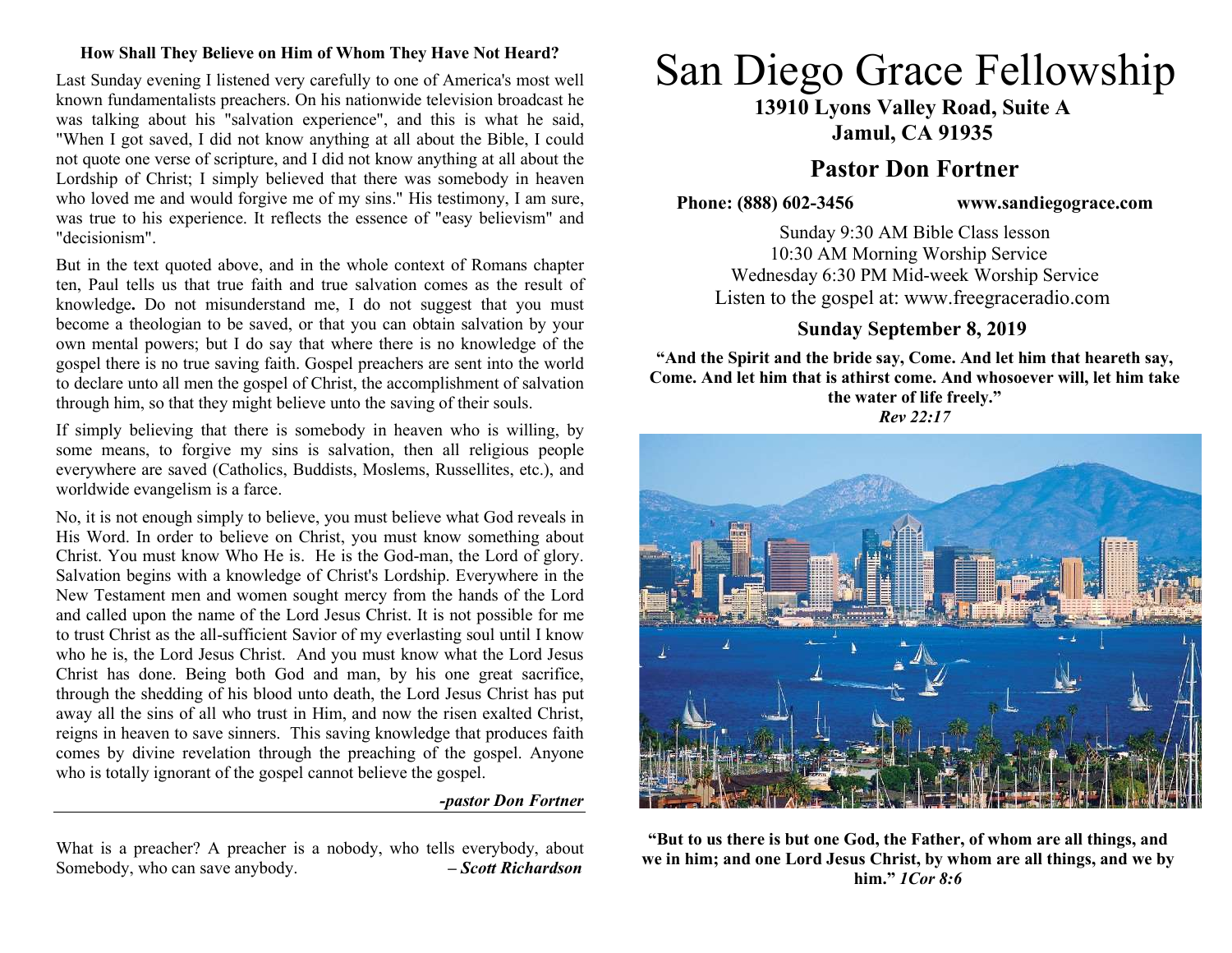### How Shall They Believe on Him of Whom They Have Not Heard?

Last Sunday evening I listened very carefully to one of America's most well known fundamentalists preachers. On his nationwide television broadcast he was talking about his "salvation experience", and this is what he said, "When I got saved, I did not know anything at all about the Bible, I could not quote one verse of scripture, and I did not know anything at all about the Lordship of Christ; I simply believed that there was somebody in heaven who loved me and would forgive me of my sins." His testimony, I am sure, was true to his experience. It reflects the essence of "easy believism" and "decisionism".

But in the text quoted above, and in the whole context of Romans chapter ten, Paul tells us that true faith and true salvation comes as the result of knowledge**.** Do not misunderstand me, I do not suggest that you must become a theologian to be saved, or that you can obtain salvation by your own mental powers; but I do say that where there is no knowledge of the gospel there is no true saving faith. Gospel preachers are sent into the world to declare unto all men the gospel of Christ, the accomplishment of salvation through him, so that they might believe unto the saving of their souls.

If simply believing that there is somebody in heaven who is willing, by some means, to forgive my sins is salvation, then all religious people everywhere are saved (Catholics, Buddists, Moslems, Russellites, etc.), and worldwide evangelism is a farce.

No, it is not enough simply to believe, you must believe what God reveals in His Word. In order to believe on Christ, you must know something about Christ. You must know Who He is. He is the God-man, the Lord of glory. Salvation begins with a knowledge of Christ's Lordship. Everywhere in the New Testament men and women sought mercy from the hands of the Lord and called upon the name of the Lord Jesus Christ. It is not possible for me to trust Christ as the all-sufficient Savior of my everlasting soul until I know who he is, the Lord Jesus Christ. And you must know what the Lord Jesus Christ has done. Being both God and man, by his one great sacrifice, through the shedding of his blood unto death, the Lord Jesus Christ has put away all the sins of all who trust in Him, and now the risen exalted Christ, reigns in heaven to save sinners. This saving knowledge that produces faith comes by divine revelation through the preaching of the gospel. Anyone who is totally ignorant of the gospel cannot believe the gospel.

***-pastor Don Fortner***

---

What is a preacher? A preacher is a nobody, who tells everybody, about Somebody, who can save anybody. ***– Scott Richardson***

# San Diego Grace Fellowship

**13910 Lyons Valley Road, Suite A**
**Jamul, CA 91935**

## Pastor Don Fortner

**Phone: (888) 602-3456** **www.sandiegograce.com**

Sunday 9:30 AM Bible Class lesson
10:30 AM Morning Worship Service
Wednesday 6:30 PM Mid-week Worship Service
Listen to the gospel at: www.freegraceradio.com

### Sunday September 8, 2019

**"And the Spirit and the bride say, Come. And let him that heareth say, Come. And let him that is athirst come. And whosoever will, let him take the water of life freely."**
***Rev 22:17***

**"But to us there is but one God, the Father, of whom are all things, and we in him; and one Lord Jesus Christ, by whom are all things, and we by him."** ***1Cor 8:6***